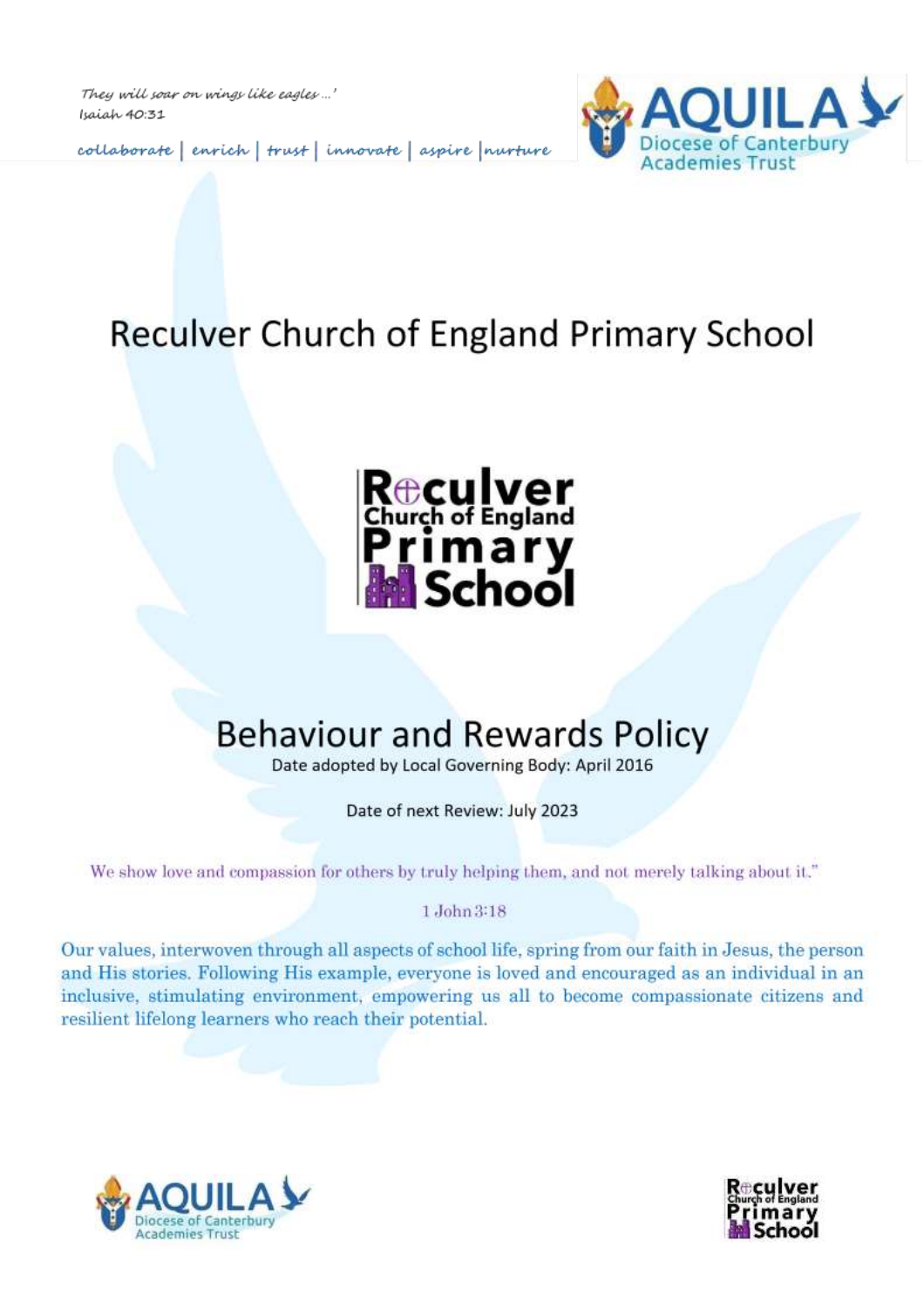*They will soar on wings like eagles …'*
*Isaiah 40:31*

*collaborate | enrich | trust | innovate | aspire | nurture*

AQUILA Diocese of Canterbury Academies Trust

# Reculver Church of England Primary School

Reculver Church of England Primary School

# Behaviour and Rewards Policy

Date adopted by Local Governing Body: April 2016

Date of next Review: July 2023

We show love and compassion for others by truly helping them, and not merely talking about it."

1 John 3:18

Our values, interwoven through all aspects of school life, spring from our faith in Jesus, the person and His stories. Following His example, everyone is loved and encouraged as an individual in an inclusive, stimulating environment, empowering us all to become compassionate citizens and resilient lifelong learners who reach their potential.

AQUILA Diocese of Canterbury Academies Trust

Reculver Church of England Primary School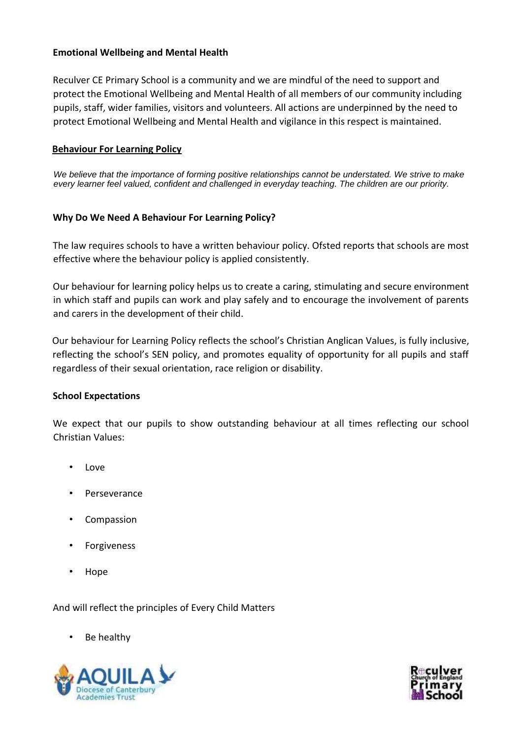**Emotional Wellbeing and Mental Health**

Reculver CE Primary School is a community and we are mindful of the need to support and protect the Emotional Wellbeing and Mental Health of all members of our community including pupils, staff, wider families, visitors and volunteers. All actions are underpinned by the need to protect Emotional Wellbeing and Mental Health and vigilance in this respect is maintained.

## Behaviour For Learning Policy

*We believe that the importance of forming positive relationships cannot be understated. We strive to make every learner feel valued, confident and challenged in everyday teaching. The children are our priority.*

### Why Do We Need A Behaviour For Learning Policy?

The law requires schools to have a written behaviour policy. Ofsted reports that schools are most effective where the behaviour policy is applied consistently.

Our behaviour for learning policy helps us to create a caring, stimulating and secure environment in which staff and pupils can work and play safely and to encourage the involvement of parents and carers in the development of their child.

Our behaviour for Learning Policy reflects the school's Christian Anglican Values, is fully inclusive, reflecting the school's SEN policy, and promotes equality of opportunity for all pupils and staff regardless of their sexual orientation, race religion or disability.

### School Expectations

We expect that our pupils to show outstanding behaviour at all times reflecting our school Christian Values:

- Love
- Perseverance
- Compassion
- Forgiveness
- Hope

And will reflect the principles of Every Child Matters

- Be healthy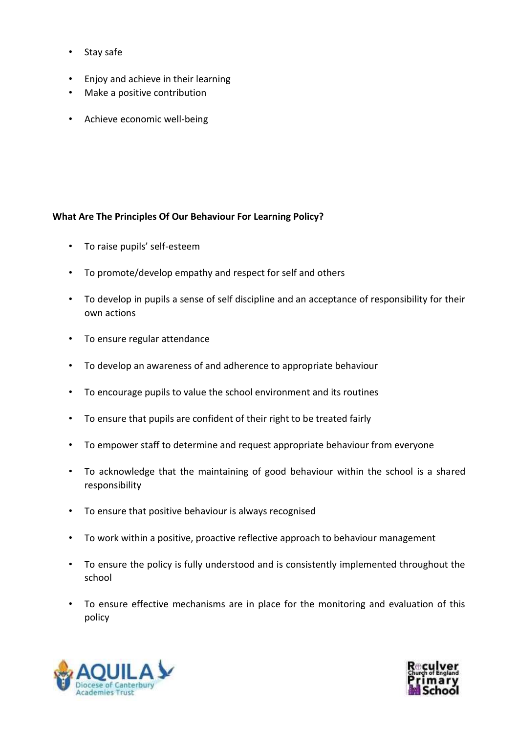- Stay safe
- Enjoy and achieve in their learning
- Make a positive contribution
- Achieve economic well-being

**What Are The Principles Of Our Behaviour For Learning Policy?**

- To raise pupils' self-esteem
- To promote/develop empathy and respect for self and others
- To develop in pupils a sense of self discipline and an acceptance of responsibility for their own actions
- To ensure regular attendance
- To develop an awareness of and adherence to appropriate behaviour
- To encourage pupils to value the school environment and its routines
- To ensure that pupils are confident of their right to be treated fairly
- To empower staff to determine and request appropriate behaviour from everyone
- To acknowledge that the maintaining of good behaviour within the school is a shared responsibility
- To ensure that positive behaviour is always recognised
- To work within a positive, proactive reflective approach to behaviour management
- To ensure the policy is fully understood and is consistently implemented throughout the school
- To ensure effective mechanisms are in place for the monitoring and evaluation of this policy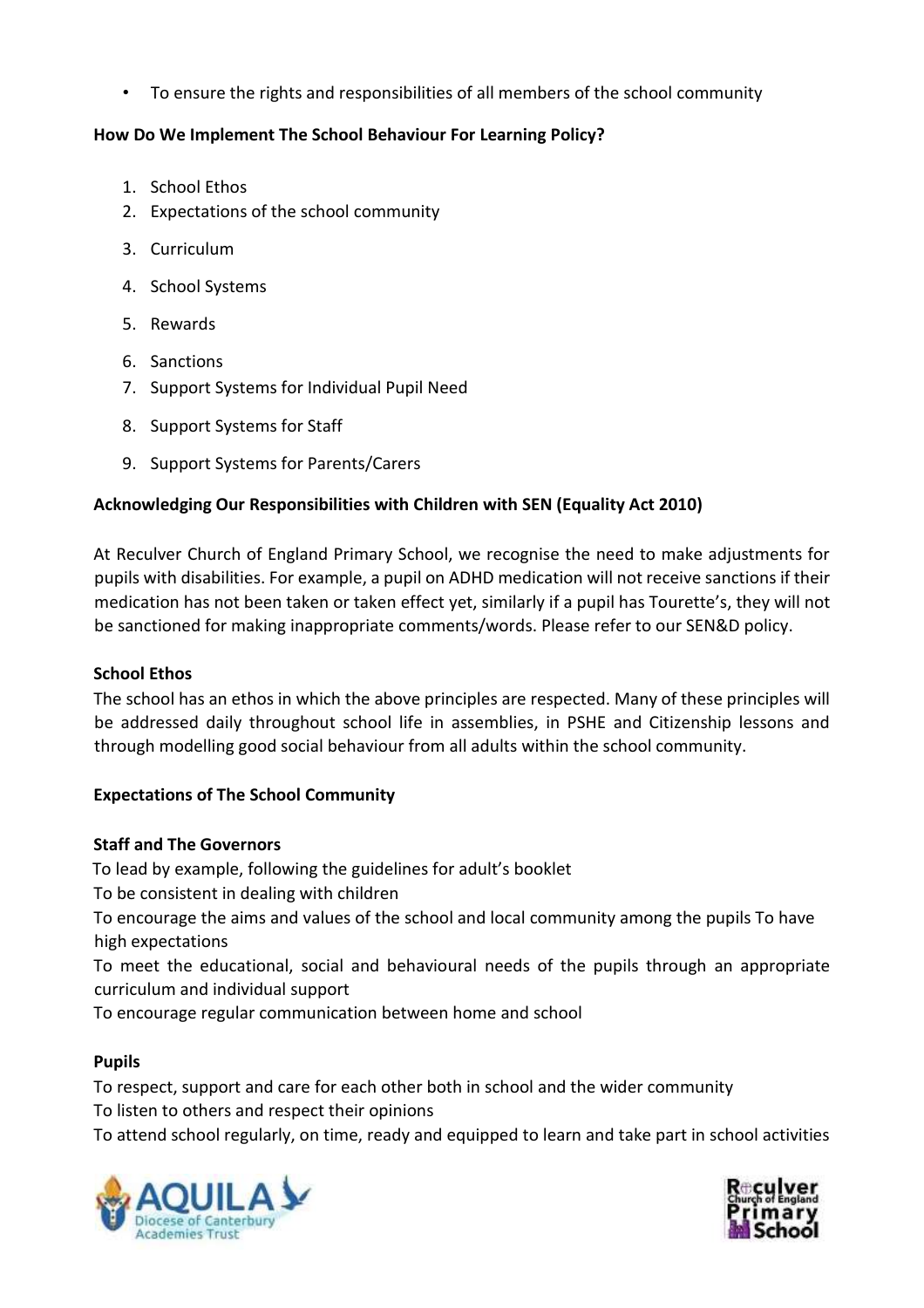- To ensure the rights and responsibilities of all members of the school community

**How Do We Implement The School Behaviour For Learning Policy?**

1. School Ethos
2. Expectations of the school community
3. Curriculum
4. School Systems
5. Rewards
6. Sanctions
7. Support Systems for Individual Pupil Need
8. Support Systems for Staff
9. Support Systems for Parents/Carers

**Acknowledging Our Responsibilities with Children with SEN (Equality Act 2010)**

At Reculver Church of England Primary School, we recognise the need to make adjustments for pupils with disabilities. For example, a pupil on ADHD medication will not receive sanctions if their medication has not been taken or taken effect yet, similarly if a pupil has Tourette's, they will not be sanctioned for making inappropriate comments/words. Please refer to our SEN&D policy.

**School Ethos**

The school has an ethos in which the above principles are respected. Many of these principles will be addressed daily throughout school life in assemblies, in PSHE and Citizenship lessons and through modelling good social behaviour from all adults within the school community.

**Expectations of The School Community**

**Staff and The Governors**

To lead by example, following the guidelines for adult's booklet
To be consistent in dealing with children
To encourage the aims and values of the school and local community among the pupils To have high expectations
To meet the educational, social and behavioural needs of the pupils through an appropriate curriculum and individual support
To encourage regular communication between home and school

**Pupils**

To respect, support and care for each other both in school and the wider community
To listen to others and respect their opinions
To attend school regularly, on time, ready and equipped to learn and take part in school activities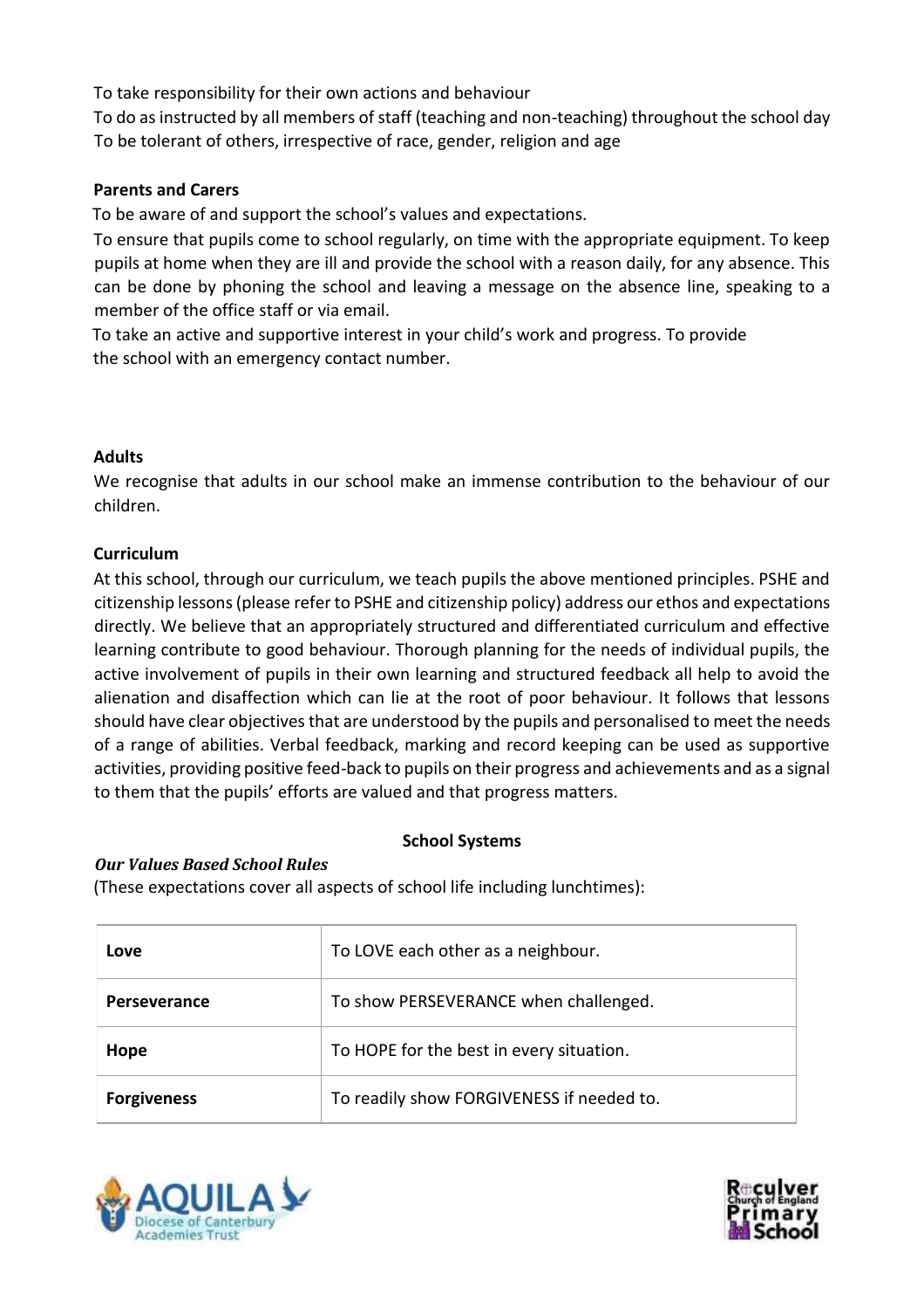To take responsibility for their own actions and behaviour

To do as instructed by all members of staff (teaching and non-teaching) throughout the school day

To be tolerant of others, irrespective of race, gender, religion and age

**Parents and Carers**

To be aware of and support the school's values and expectations.

To ensure that pupils come to school regularly, on time with the appropriate equipment. To keep pupils at home when they are ill and provide the school with a reason daily, for any absence. This can be done by phoning the school and leaving a message on the absence line, speaking to a member of the office staff or via email.

To take an active and supportive interest in your child's work and progress. To provide the school with an emergency contact number.

**Adults**

We recognise that adults in our school make an immense contribution to the behaviour of our children.

**Curriculum**

At this school, through our curriculum, we teach pupils the above mentioned principles. PSHE and citizenship lessons (please refer to PSHE and citizenship policy) address our ethos and expectations directly. We believe that an appropriately structured and differentiated curriculum and effective learning contribute to good behaviour. Thorough planning for the needs of individual pupils, the active involvement of pupils in their own learning and structured feedback all help to avoid the alienation and disaffection which can lie at the root of poor behaviour. It follows that lessons should have clear objectives that are understood by the pupils and personalised to meet the needs of a range of abilities. Verbal feedback, marking and record keeping can be used as supportive activities, providing positive feed-back to pupils on their progress and achievements and as a signal to them that the pupils' efforts are valued and that progress matters.

**School Systems**

***Our Values Based School Rules***

(These expectations cover all aspects of school life including lunchtimes):

| | |
|---|---|
| **Love** | To LOVE each other as a neighbour. |
| **Perseverance** | To show PERSEVERANCE when challenged. |
| **Hope** | To HOPE for the best in every situation. |
| **Forgiveness** | To readily show FORGIVENESS if needed to. |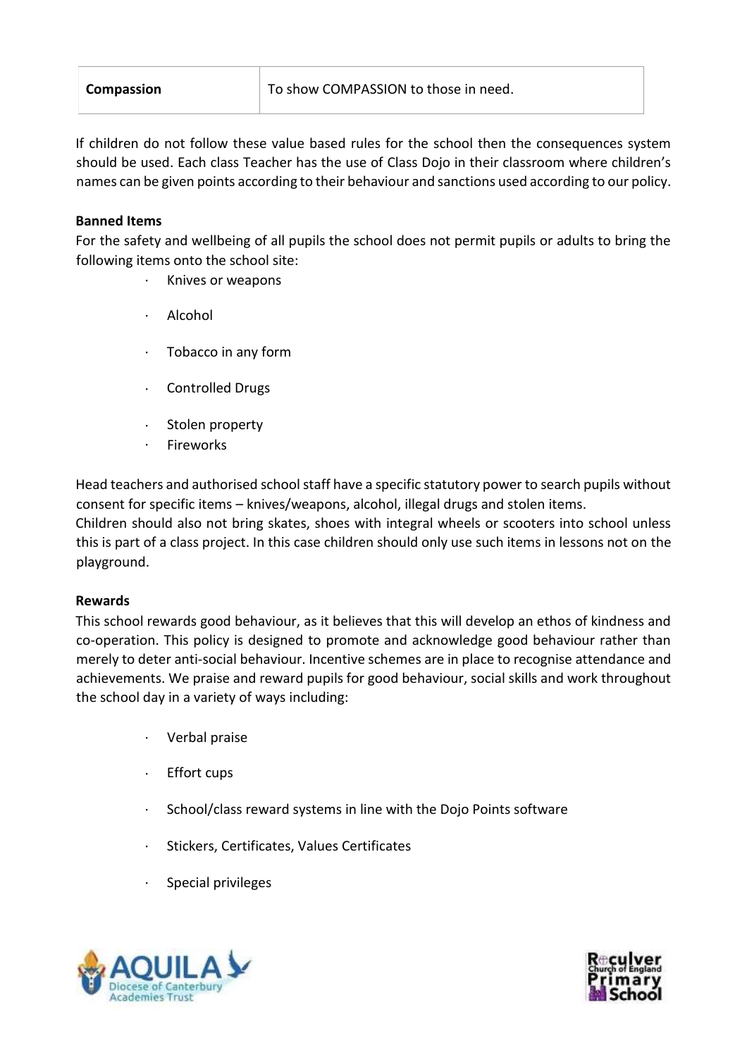| Compassion | To show COMPASSION to those in need. |
| --- | --- |

If children do not follow these value based rules for the school then the consequences system should be used. Each class Teacher has the use of Class Dojo in their classroom where children's names can be given points according to their behaviour and sanctions used according to our policy.

**Banned Items**

For the safety and wellbeing of all pupils the school does not permit pupils or adults to bring the following items onto the school site:

- Knives or weapons
- Alcohol
- Tobacco in any form
- Controlled Drugs
- Stolen property
- Fireworks

Head teachers and authorised school staff have a specific statutory power to search pupils without consent for specific items – knives/weapons, alcohol, illegal drugs and stolen items.
Children should also not bring skates, shoes with integral wheels or scooters into school unless this is part of a class project. In this case children should only use such items in lessons not on the playground.

**Rewards**

This school rewards good behaviour, as it believes that this will develop an ethos of kindness and co-operation. This policy is designed to promote and acknowledge good behaviour rather than merely to deter anti-social behaviour. Incentive schemes are in place to recognise attendance and achievements. We praise and reward pupils for good behaviour, social skills and work throughout the school day in a variety of ways including:

- Verbal praise
- Effort cups
- School/class reward systems in line with the Dojo Points software
- Stickers, Certificates, Values Certificates
- Special privileges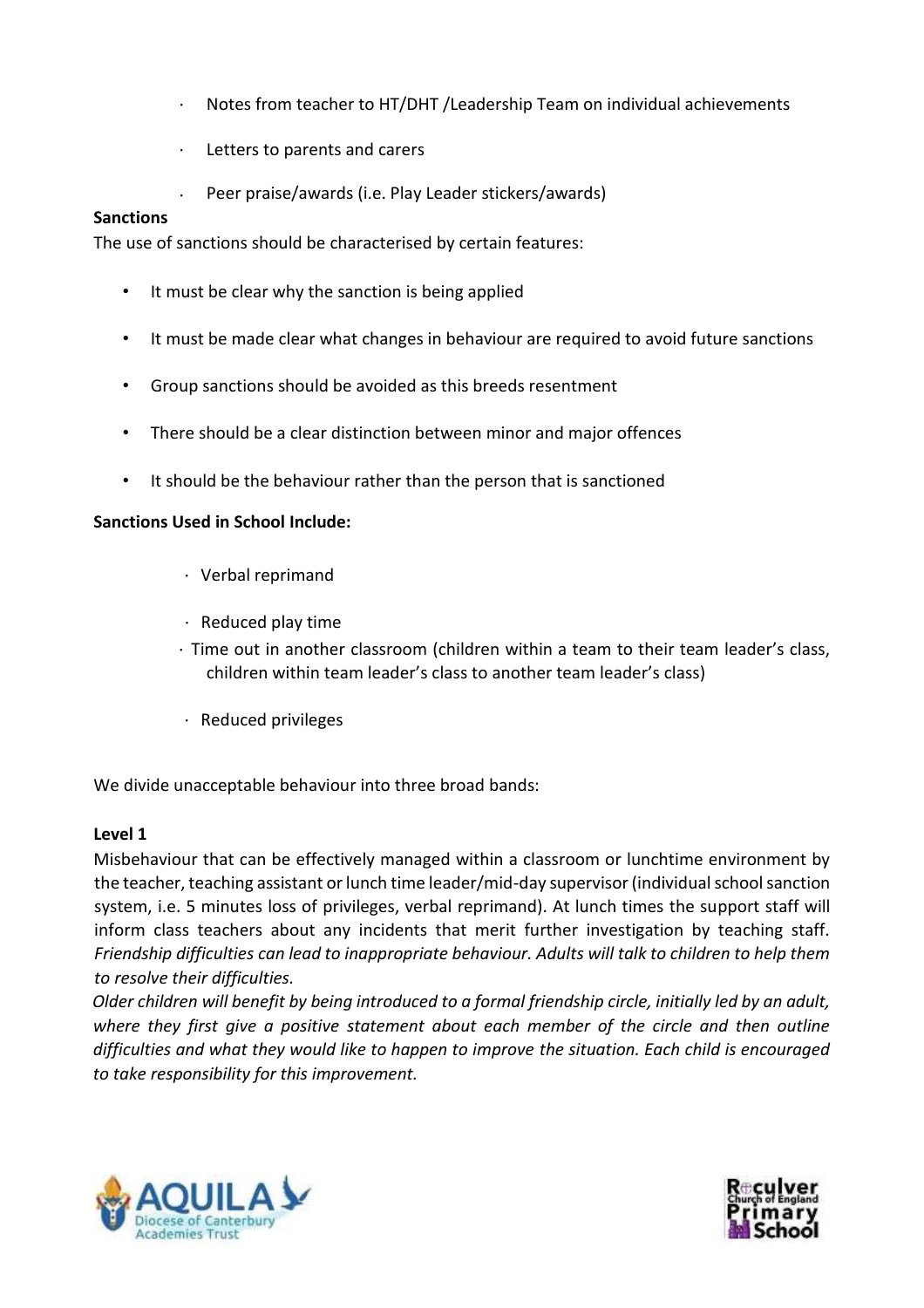- Notes from teacher to HT/DHT /Leadership Team on individual achievements
- Letters to parents and carers
- Peer praise/awards (i.e. Play Leader stickers/awards)

**Sanctions**

The use of sanctions should be characterised by certain features:

- It must be clear why the sanction is being applied
- It must be made clear what changes in behaviour are required to avoid future sanctions
- Group sanctions should be avoided as this breeds resentment
- There should be a clear distinction between minor and major offences
- It should be the behaviour rather than the person that is sanctioned

**Sanctions Used in School Include:**

- Verbal reprimand
- Reduced play time
- Time out in another classroom (children within a team to their team leader's class, children within team leader's class to another team leader's class)
- Reduced privileges

We divide unacceptable behaviour into three broad bands:

**Level 1**

Misbehaviour that can be effectively managed within a classroom or lunchtime environment by the teacher, teaching assistant or lunch time leader/mid-day supervisor (individual school sanction system, i.e. 5 minutes loss of privileges, verbal reprimand). At lunch times the support staff will inform class teachers about any incidents that merit further investigation by teaching staff. *Friendship difficulties can lead to inappropriate behaviour. Adults will talk to children to help them to resolve their difficulties.*

*Older children will benefit by being introduced to a formal friendship circle, initially led by an adult, where they first give a positive statement about each member of the circle and then outline difficulties and what they would like to happen to improve the situation. Each child is encouraged to take responsibility for this improvement.*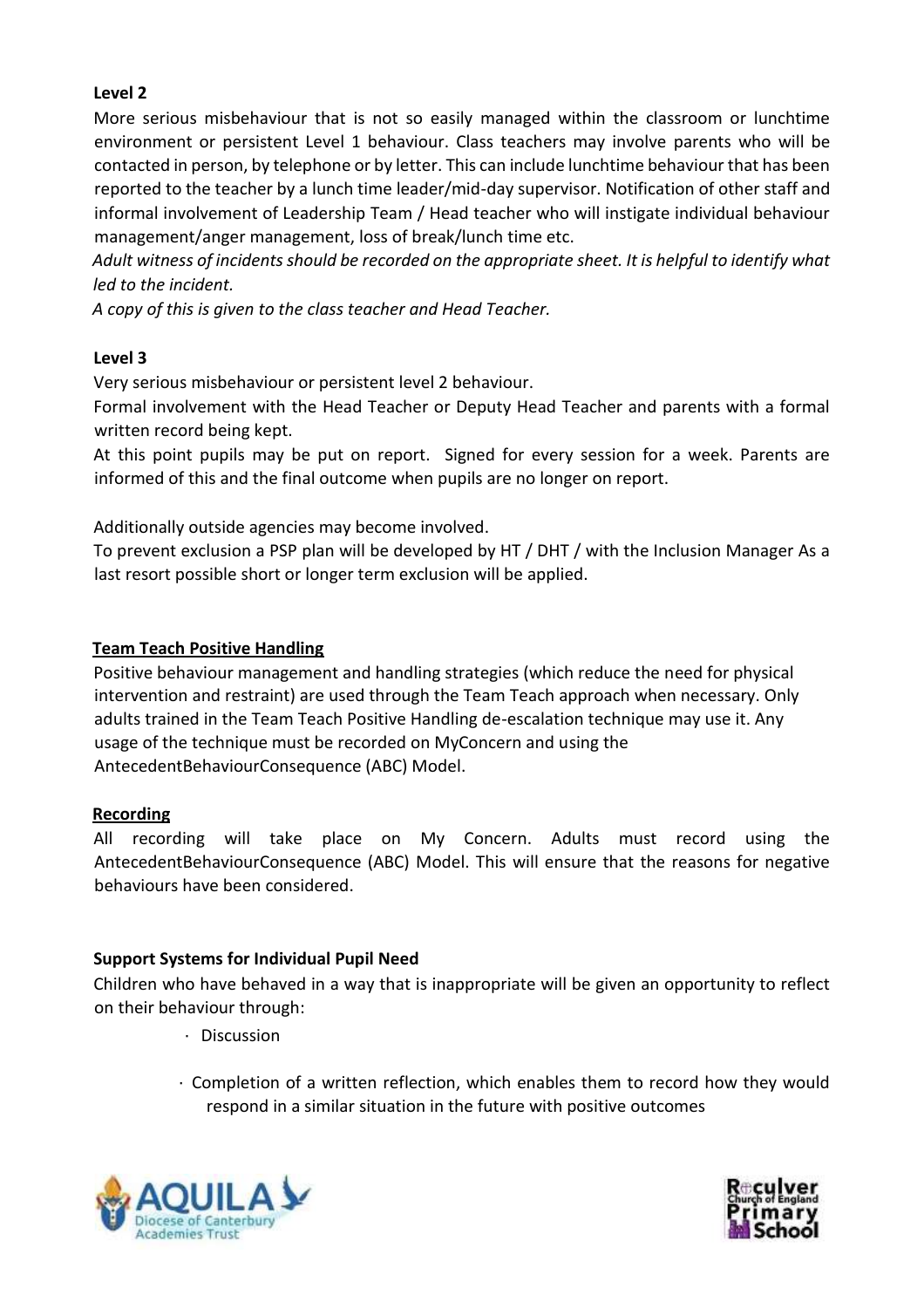**Level 2**

More serious misbehaviour that is not so easily managed within the classroom or lunchtime environment or persistent Level 1 behaviour. Class teachers may involve parents who will be contacted in person, by telephone or by letter. This can include lunchtime behaviour that has been reported to the teacher by a lunch time leader/mid-day supervisor. Notification of other staff and informal involvement of Leadership Team / Head teacher who will instigate individual behaviour management/anger management, loss of break/lunch time etc.

*Adult witness of incidents should be recorded on the appropriate sheet. It is helpful to identify what led to the incident.*

*A copy of this is given to the class teacher and Head Teacher.*

**Level 3**

Very serious misbehaviour or persistent level 2 behaviour.

Formal involvement with the Head Teacher or Deputy Head Teacher and parents with a formal written record being kept.

At this point pupils may be put on report. Signed for every session for a week. Parents are informed of this and the final outcome when pupils are no longer on report.

Additionally outside agencies may become involved.

To prevent exclusion a PSP plan will be developed by HT / DHT / with the Inclusion Manager As a last resort possible short or longer term exclusion will be applied.

**<u>Team Teach Positive Handling</u>**

Positive behaviour management and handling strategies (which reduce the need for physical intervention and restraint) are used through the Team Teach approach when necessary. Only adults trained in the Team Teach Positive Handling de-escalation technique may use it. Any usage of the technique must be recorded on MyConcern and using the AntecedentBehaviourConsequence (ABC) Model.

**<u>Recording</u>**

All recording will take place on My Concern. Adults must record using the AntecedentBehaviourConsequence (ABC) Model. This will ensure that the reasons for negative behaviours have been considered.

**Support Systems for Individual Pupil Need**

Children who have behaved in a way that is inappropriate will be given an opportunity to reflect on their behaviour through:

- Discussion
- Completion of a written reflection, which enables them to record how they would respond in a similar situation in the future with positive outcomes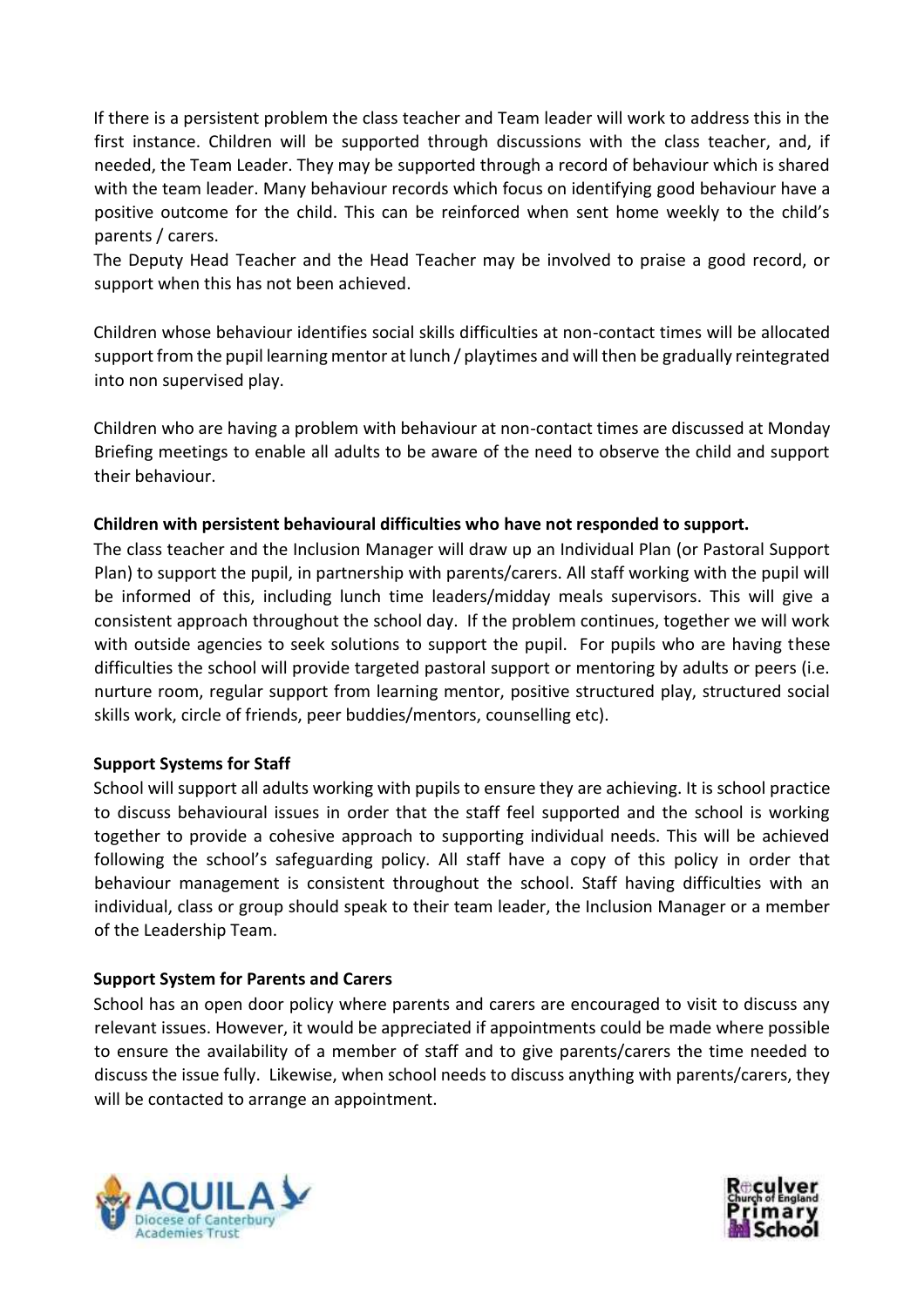If there is a persistent problem the class teacher and Team leader will work to address this in the first instance. Children will be supported through discussions with the class teacher, and, if needed, the Team Leader. They may be supported through a record of behaviour which is shared with the team leader. Many behaviour records which focus on identifying good behaviour have a positive outcome for the child. This can be reinforced when sent home weekly to the child's parents / carers.

The Deputy Head Teacher and the Head Teacher may be involved to praise a good record, or support when this has not been achieved.

Children whose behaviour identifies social skills difficulties at non-contact times will be allocated support from the pupil learning mentor at lunch / playtimes and will then be gradually reintegrated into non supervised play.

Children who are having a problem with behaviour at non-contact times are discussed at Monday Briefing meetings to enable all adults to be aware of the need to observe the child and support their behaviour.

**Children with persistent behavioural difficulties who have not responded to support.**

The class teacher and the Inclusion Manager will draw up an Individual Plan (or Pastoral Support Plan) to support the pupil, in partnership with parents/carers. All staff working with the pupil will be informed of this, including lunch time leaders/midday meals supervisors. This will give a consistent approach throughout the school day. If the problem continues, together we will work with outside agencies to seek solutions to support the pupil. For pupils who are having these difficulties the school will provide targeted pastoral support or mentoring by adults or peers (i.e. nurture room, regular support from learning mentor, positive structured play, structured social skills work, circle of friends, peer buddies/mentors, counselling etc).

**Support Systems for Staff**

School will support all adults working with pupils to ensure they are achieving. It is school practice to discuss behavioural issues in order that the staff feel supported and the school is working together to provide a cohesive approach to supporting individual needs. This will be achieved following the school's safeguarding policy. All staff have a copy of this policy in order that behaviour management is consistent throughout the school. Staff having difficulties with an individual, class or group should speak to their team leader, the Inclusion Manager or a member of the Leadership Team.

**Support System for Parents and Carers**

School has an open door policy where parents and carers are encouraged to visit to discuss any relevant issues. However, it would be appreciated if appointments could be made where possible to ensure the availability of a member of staff and to give parents/carers the time needed to discuss the issue fully. Likewise, when school needs to discuss anything with parents/carers, they will be contacted to arrange an appointment.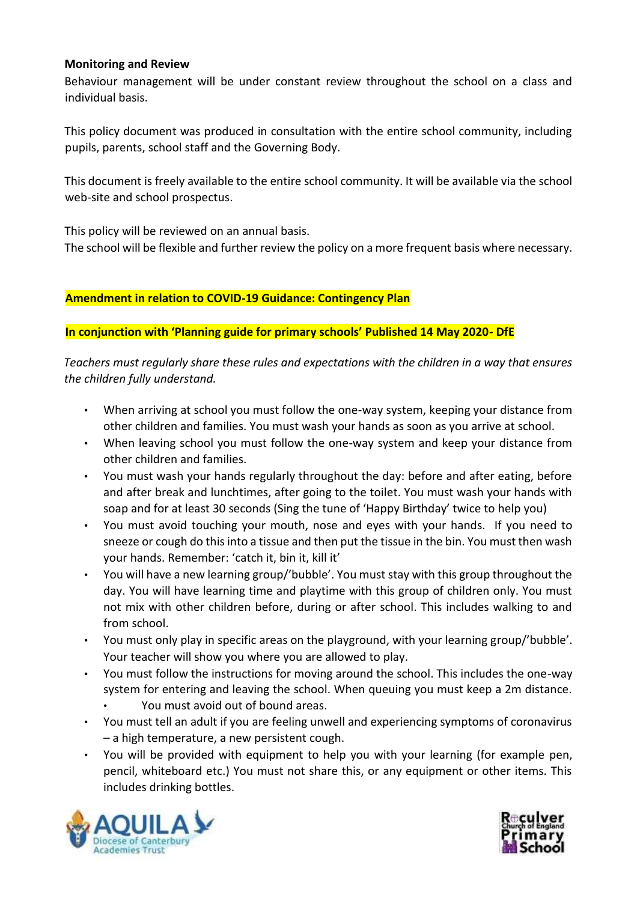**Monitoring and Review**

Behaviour management will be under constant review throughout the school on a class and individual basis.

This policy document was produced in consultation with the entire school community, including pupils, parents, school staff and the Governing Body.

This document is freely available to the entire school community. It will be available via the school web-site and school prospectus.

This policy will be reviewed on an annual basis.
The school will be flexible and further review the policy on a more frequent basis where necessary.

**Amendment in relation to COVID-19 Guidance: Contingency Plan**

**In conjunction with 'Planning guide for primary schools' Published 14 May 2020- DfE**

*Teachers must regularly share these rules and expectations with the children in a way that ensures the children fully understand.*

- When arriving at school you must follow the one-way system, keeping your distance from other children and families. You must wash your hands as soon as you arrive at school.
- When leaving school you must follow the one-way system and keep your distance from other children and families.
- You must wash your hands regularly throughout the day: before and after eating, before and after break and lunchtimes, after going to the toilet. You must wash your hands with soap and for at least 30 seconds (Sing the tune of 'Happy Birthday' twice to help you)
- You must avoid touching your mouth, nose and eyes with your hands. If you need to sneeze or cough do this into a tissue and then put the tissue in the bin. You must then wash your hands. Remember: 'catch it, bin it, kill it'
- You will have a new learning group/'bubble'. You must stay with this group throughout the day. You will have learning time and playtime with this group of children only. You must not mix with other children before, during or after school. This includes walking to and from school.
- You must only play in specific areas on the playground, with your learning group/'bubble'. Your teacher will show you where you are allowed to play.
- You must follow the instructions for moving around the school. This includes the one-way system for entering and leaving the school. When queuing you must keep a 2m distance.
  - You must avoid out of bound areas.
- You must tell an adult if you are feeling unwell and experiencing symptoms of coronavirus – a high temperature, a new persistent cough.
- You will be provided with equipment to help you with your learning (for example pen, pencil, whiteboard etc.) You must not share this, or any equipment or other items. This includes drinking bottles.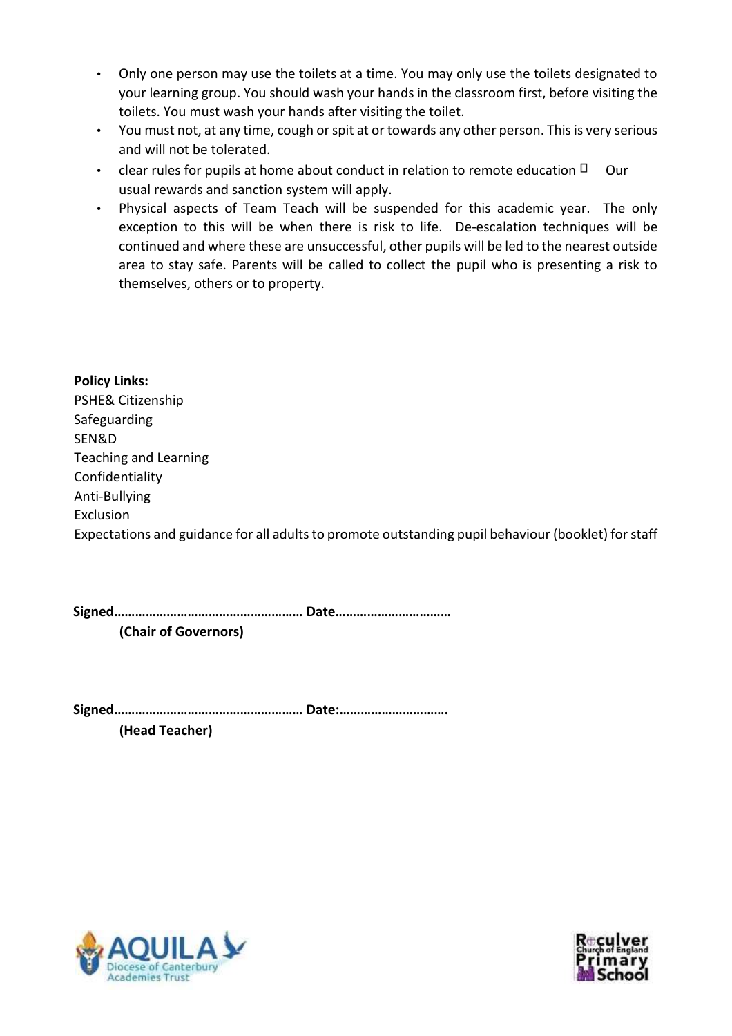- Only one person may use the toilets at a time. You may only use the toilets designated to your learning group. You should wash your hands in the classroom first, before visiting the toilets. You must wash your hands after visiting the toilet.
- You must not, at any time, cough or spit at or towards any other person. This is very serious and will not be tolerated.
- clear rules for pupils at home about conduct in relation to remote education  Our usual rewards and sanction system will apply.
- Physical aspects of Team Teach will be suspended for this academic year. The only exception to this will be when there is risk to life. De-escalation techniques will be continued and where these are unsuccessful, other pupils will be led to the nearest outside area to stay safe. Parents will be called to collect the pupil who is presenting a risk to themselves, others or to property.

**Policy Links:**

PSHE& Citizenship
Safeguarding
SEN&D
Teaching and Learning
Confidentiality
Anti-Bullying
Exclusion
Expectations and guidance for all adults to promote outstanding pupil behaviour (booklet) for staff

**Signed……………………………………………… Date……………………………**
**(Chair of Governors)**

**Signed……………………………………………… Date:………………………….**
**(Head Teacher)**